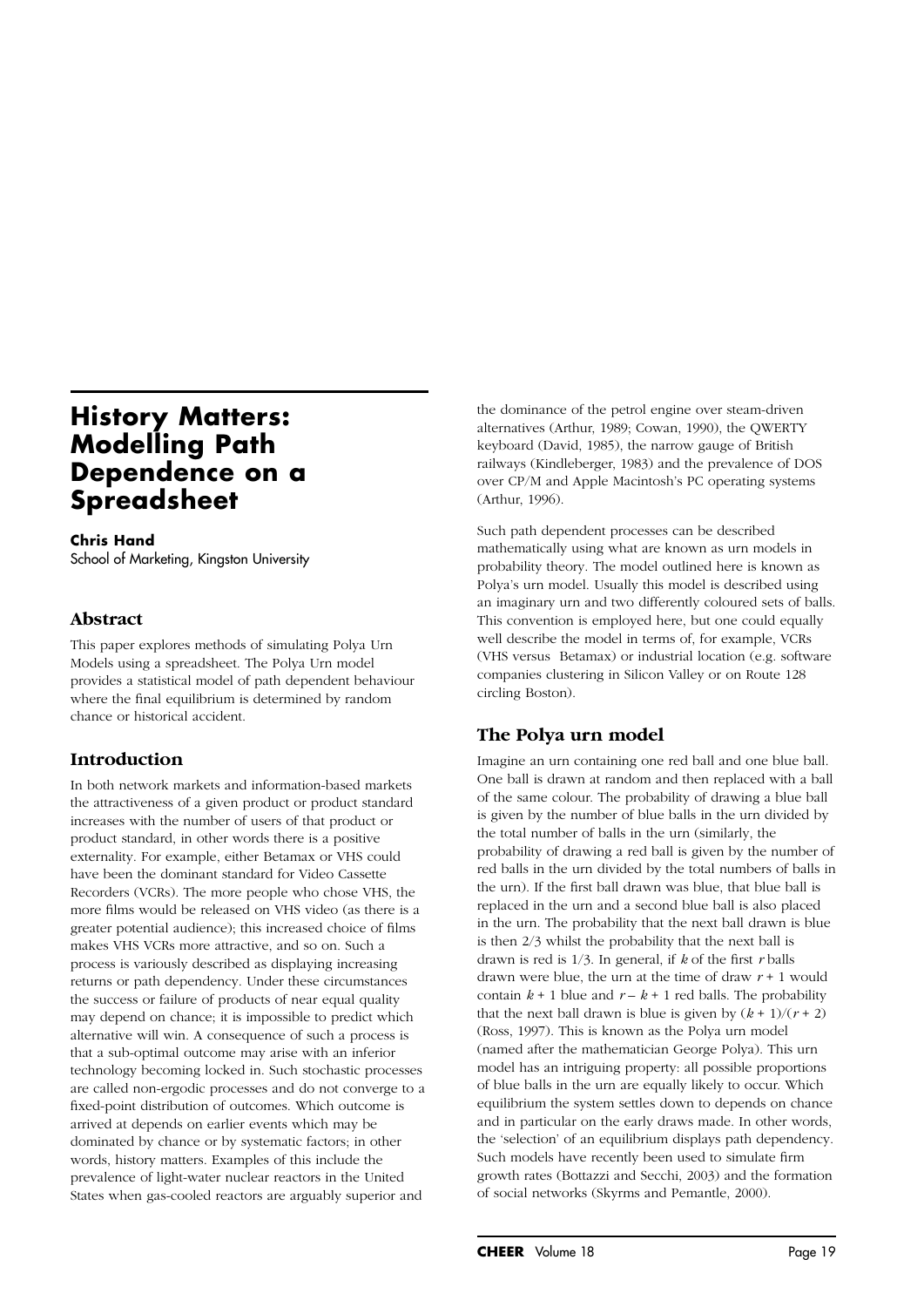# History Matters: Modelling Path Dependence on a Spreadsheet

**Chris Hand**
School of Marketing, Kingston University

## Abstract

This paper explores methods of simulating Polya Urn Models using a spreadsheet. The Polya Urn model provides a statistical model of path dependent behaviour where the final equilibrium is determined by random chance or historical accident.

## Introduction

In both network markets and information-based markets the attractiveness of a given product or product standard increases with the number of users of that product or product standard, in other words there is a positive externality. For example, either Betamax or VHS could have been the dominant standard for Video Cassette Recorders (VCRs). The more people who chose VHS, the more films would be released on VHS video (as there is a greater potential audience); this increased choice of films makes VHS VCRs more attractive, and so on. Such a process is variously described as displaying increasing returns or path dependency. Under these circumstances the success or failure of products of near equal quality may depend on chance; it is impossible to predict which alternative will win. A consequence of such a process is that a sub-optimal outcome may arise with an inferior technology becoming locked in. Such stochastic processes are called non-ergodic processes and do not converge to a fixed-point distribution of outcomes. Which outcome is arrived at depends on earlier events which may be dominated by chance or by systematic factors; in other words, history matters. Examples of this include the prevalence of light-water nuclear reactors in the United States when gas-cooled reactors are arguably superior and the dominance of the petrol engine over steam-driven alternatives (Arthur, 1989; Cowan, 1990), the QWERTY keyboard (David, 1985), the narrow gauge of British railways (Kindleberger, 1983) and the prevalence of DOS over CP/M and Apple Macintosh's PC operating systems (Arthur, 1996).

Such path dependent processes can be described mathematically using what are known as urn models in probability theory. The model outlined here is known as Polya's urn model. Usually this model is described using an imaginary urn and two differently coloured sets of balls. This convention is employed here, but one could equally well describe the model in terms of, for example, VCRs (VHS versus Betamax) or industrial location (e.g. software companies clustering in Silicon Valley or on Route 128 circling Boston).

## The Polya urn model

Imagine an urn containing one red ball and one blue ball. One ball is drawn at random and then replaced with a ball of the same colour. The probability of drawing a blue ball is given by the number of blue balls in the urn divided by the total number of balls in the urn (similarly, the probability of drawing a red ball is given by the number of red balls in the urn divided by the total numbers of balls in the urn). If the first ball drawn was blue, that blue ball is replaced in the urn and a second blue ball is also placed in the urn. The probability that the next ball drawn is blue is then 2/3 whilst the probability that the next ball is drawn is red is 1/3. In general, if $k$ of the first $r$ balls drawn were blue, the urn at the time of draw $r + 1$ would contain $k + 1$ blue and $r - k + 1$ red balls. The probability that the next ball drawn is blue is given by $(k + 1)/(r + 2)$ (Ross, 1997). This is known as the Polya urn model (named after the mathematician George Polya). This urn model has an intriguing property: all possible proportions of blue balls in the urn are equally likely to occur. Which equilibrium the system settles down to depends on chance and in particular on the early draws made. In other words, the 'selection' of an equilibrium displays path dependency. Such models have recently been used to simulate firm growth rates (Bottazzi and Secchi, 2003) and the formation of social networks (Skyrms and Pemantle, 2000).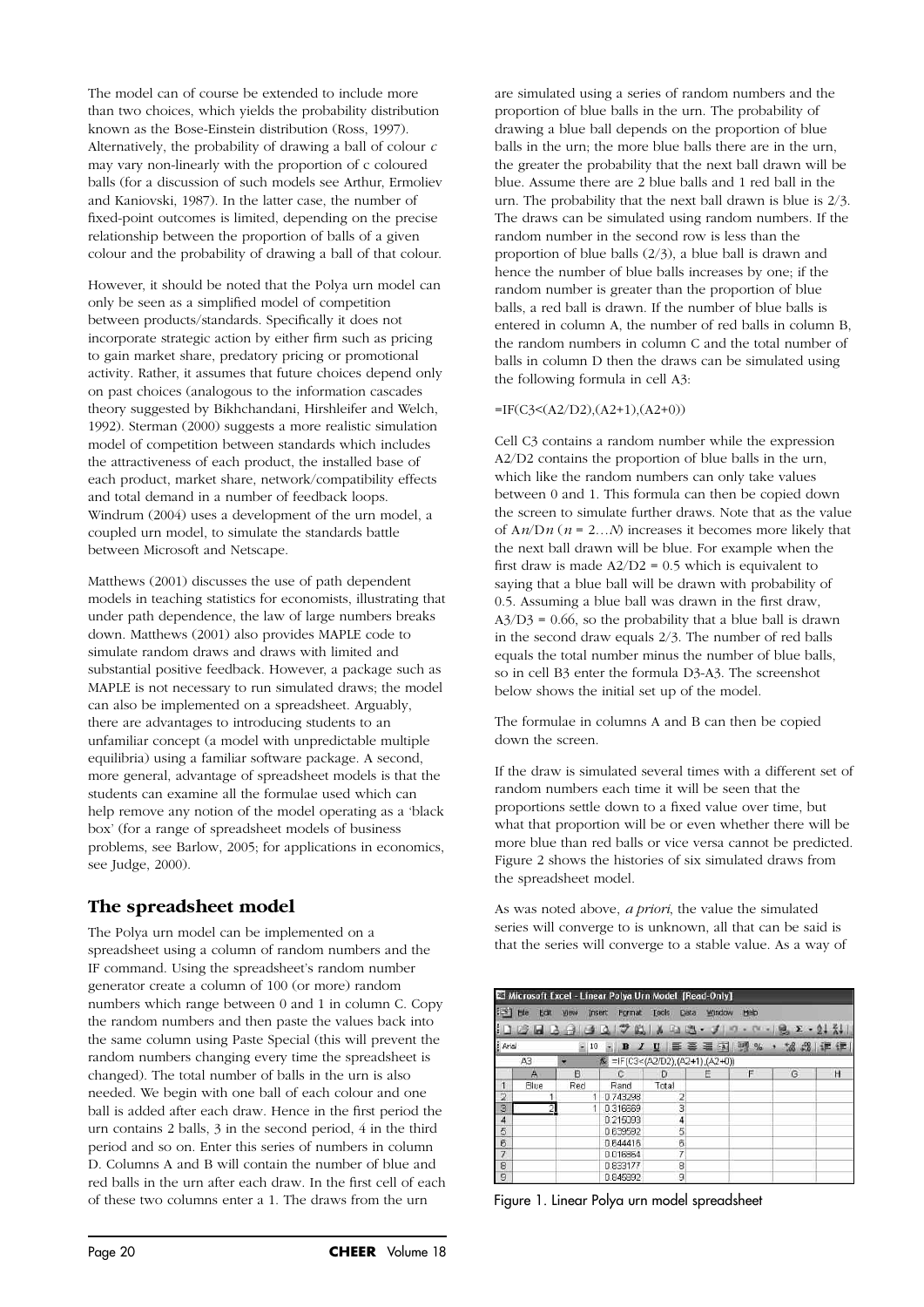The model can of course be extended to include more than two choices, which yields the probability distribution known as the Bose-Einstein distribution (Ross, 1997). Alternatively, the probability of drawing a ball of colour *c* may vary non-linearly with the proportion of c coloured balls (for a discussion of such models see Arthur, Ermoliev and Kaniovski, 1987). In the latter case, the number of fixed-point outcomes is limited, depending on the precise relationship between the proportion of balls of a given colour and the probability of drawing a ball of that colour.

However, it should be noted that the Polya urn model can only be seen as a simplified model of competition between products/standards. Specifically it does not incorporate strategic action by either firm such as pricing to gain market share, predatory pricing or promotional activity. Rather, it assumes that future choices depend only on past choices (analogous to the information cascades theory suggested by Bikhchandani, Hirshleifer and Welch, 1992). Sterman (2000) suggests a more realistic simulation model of competition between standards which includes the attractiveness of each product, the installed base of each product, market share, network/compatibility effects and total demand in a number of feedback loops. Windrum (2004) uses a development of the urn model, a coupled urn model, to simulate the standards battle between Microsoft and Netscape.

Matthews (2001) discusses the use of path dependent models in teaching statistics for economists, illustrating that under path dependence, the law of large numbers breaks down. Matthews (2001) also provides MAPLE code to simulate random draws and draws with limited and substantial positive feedback. However, a package such as MAPLE is not necessary to run simulated draws; the model can also be implemented on a spreadsheet. Arguably, there are advantages to introducing students to an unfamiliar concept (a model with unpredictable multiple equilibria) using a familiar software package. A second, more general, advantage of spreadsheet models is that the students can examine all the formulae used which can help remove any notion of the model operating as a 'black box' (for a range of spreadsheet models of business problems, see Barlow, 2005; for applications in economics, see Judge, 2000).

## The spreadsheet model

The Polya urn model can be implemented on a spreadsheet using a column of random numbers and the IF command. Using the spreadsheet's random number generator create a column of 100 (or more) random numbers which range between 0 and 1 in column C. Copy the random numbers and then paste the values back into the same column using Paste Special (this will prevent the random numbers changing every time the spreadsheet is changed). The total number of balls in the urn is also needed. We begin with one ball of each colour and one ball is added after each draw. Hence in the first period the urn contains 2 balls, 3 in the second period, 4 in the third period and so on. Enter this series of numbers in column D. Columns A and B will contain the number of blue and red balls in the urn after each draw. In the first cell of each of these two columns enter a 1. The draws from the urn are simulated using a series of random numbers and the proportion of blue balls in the urn. The probability of drawing a blue ball depends on the proportion of blue balls in the urn; the more blue balls there are in the urn, the greater the probability that the next ball drawn will be blue. Assume there are 2 blue balls and 1 red ball in the urn. The probability that the next ball drawn is blue is 2/3. The draws can be simulated using random numbers. If the random number in the second row is less than the proportion of blue balls (2/3), a blue ball is drawn and hence the number of blue balls increases by one; if the random number is greater than the proportion of blue balls, a red ball is drawn. If the number of blue balls is entered in column A, the number of red balls in column B, the random numbers in column C and the total number of balls in column D then the draws can be simulated using the following formula in cell A3:

=IF(C3<(A2/D2),(A2+1),(A2+0))

Cell C3 contains a random number while the expression A2/D2 contains the proportion of blue balls in the urn, which like the random numbers can only take values between 0 and 1. This formula can then be copied down the screen to simulate further draws. Note that as the value of A*n*/D*n* ($n$ = 2…*N*) increases it becomes more likely that the next ball drawn will be blue. For example when the first draw is made A2/D2 = 0.5 which is equivalent to saying that a blue ball will be drawn with probability of 0.5. Assuming a blue ball was drawn in the first draw, A3/D3 = 0.66, so the probability that a blue ball is drawn in the second draw equals 2/3. The number of red balls equals the total number minus the number of blue balls, so in cell B3 enter the formula D3-A3. The screenshot below shows the initial set up of the model.

The formulae in columns A and B can then be copied down the screen.

If the draw is simulated several times with a different set of random numbers each time it will be seen that the proportions settle down to a fixed value over time, but what that proportion will be or even whether there will be more blue than red balls or vice versa cannot be predicted. Figure 2 shows the histories of six simulated draws from the spreadsheet model.

As was noted above, *a priori*, the value the simulated series will converge to is unknown, all that can be said is that the series will converge to a stable value. As a way of

| | A | B | C | D |
|---|---|---|---|---|
| 1 | Blue | Red | Rand | Total |
| 2 | 1 | 1 | 0.743298 | 2 |
| 3 | 2 | 1 | 0.316669 | 3 |
| 4 | | | 0.215093 | 4 |
| 5 | | | 0.639592 | 5 |
| 6 | | | 0.644416 | 6 |
| 7 | | | 0.016864 | 7 |
| 8 | | | 0.833177 | 8 |
| 9 | | | 0.845392 | 9 |

Figure 1. Linear Polya urn model spreadsheet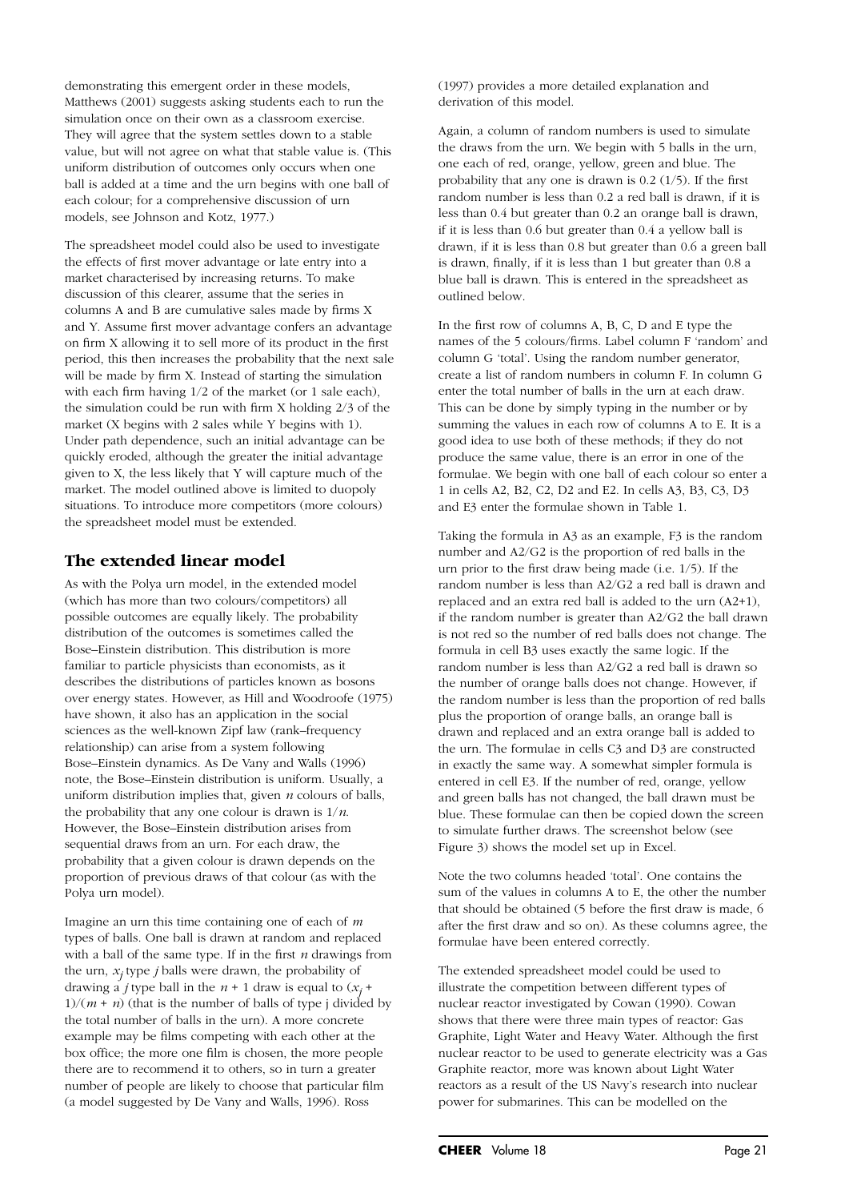demonstrating this emergent order in these models, Matthews (2001) suggests asking students each to run the simulation once on their own as a classroom exercise. They will agree that the system settles down to a stable value, but will not agree on what that stable value is. (This uniform distribution of outcomes only occurs when one ball is added at a time and the urn begins with one ball of each colour; for a comprehensive discussion of urn models, see Johnson and Kotz, 1977.)

The spreadsheet model could also be used to investigate the effects of first mover advantage or late entry into a market characterised by increasing returns. To make discussion of this clearer, assume that the series in columns A and B are cumulative sales made by firms X and Y. Assume first mover advantage confers an advantage on firm X allowing it to sell more of its product in the first period, this then increases the probability that the next sale will be made by firm X. Instead of starting the simulation with each firm having 1/2 of the market (or 1 sale each), the simulation could be run with firm X holding 2/3 of the market (X begins with 2 sales while Y begins with 1). Under path dependence, such an initial advantage can be quickly eroded, although the greater the initial advantage given to X, the less likely that Y will capture much of the market. The model outlined above is limited to duopoly situations. To introduce more competitors (more colours) the spreadsheet model must be extended.

## The extended linear model

As with the Polya urn model, in the extended model (which has more than two colours/competitors) all possible outcomes are equally likely. The probability distribution of the outcomes is sometimes called the Bose–Einstein distribution. This distribution is more familiar to particle physicists than economists, as it describes the distributions of particles known as bosons over energy states. However, as Hill and Woodroofe (1975) have shown, it also has an application in the social sciences as the well-known Zipf law (rank–frequency relationship) can arise from a system following Bose–Einstein dynamics. As De Vany and Walls (1996) note, the Bose–Einstein distribution is uniform. Usually, a uniform distribution implies that, given $n$ colours of balls, the probability that any one colour is drawn is $1/n$. However, the Bose–Einstein distribution arises from sequential draws from an urn. For each draw, the probability that a given colour is drawn depends on the proportion of previous draws of that colour (as with the Polya urn model).

Imagine an urn this time containing one of each of $m$ types of balls. One ball is drawn at random and replaced with a ball of the same type. If in the first $n$ drawings from the urn, $x_j$ type $j$ balls were drawn, the probability of drawing a $j$ type ball in the $n + 1$ draw is equal to $(x_j + 1)/(m + n)$ (that is the number of balls of type j divided by the total number of balls in the urn). A more concrete example may be films competing with each other at the box office; the more one film is chosen, the more people there are to recommend it to others, so in turn a greater number of people are likely to choose that particular film (a model suggested by De Vany and Walls, 1996). Ross (1997) provides a more detailed explanation and derivation of this model.

Again, a column of random numbers is used to simulate the draws from the urn. We begin with 5 balls in the urn, one each of red, orange, yellow, green and blue. The probability that any one is drawn is 0.2 (1/5). If the first random number is less than 0.2 a red ball is drawn, if it is less than 0.4 but greater than 0.2 an orange ball is drawn, if it is less than 0.6 but greater than 0.4 a yellow ball is drawn, if it is less than 0.8 but greater than 0.6 a green ball is drawn, finally, if it is less than 1 but greater than 0.8 a blue ball is drawn. This is entered in the spreadsheet as outlined below.

In the first row of columns A, B, C, D and E type the names of the 5 colours/firms. Label column F 'random' and column G 'total'. Using the random number generator, create a list of random numbers in column F. In column G enter the total number of balls in the urn at each draw. This can be done by simply typing in the number or by summing the values in each row of columns A to E. It is a good idea to use both of these methods; if they do not produce the same value, there is an error in one of the formulae. We begin with one ball of each colour so enter a 1 in cells A2, B2, C2, D2 and E2. In cells A3, B3, C3, D3 and E3 enter the formulae shown in Table 1.

Taking the formula in A3 as an example, F3 is the random number and A2/G2 is the proportion of red balls in the urn prior to the first draw being made (i.e. 1/5). If the random number is less than A2/G2 a red ball is drawn and replaced and an extra red ball is added to the urn (A2+1), if the random number is greater than A2/G2 the ball drawn is not red so the number of red balls does not change. The formula in cell B3 uses exactly the same logic. If the random number is less than A2/G2 a red ball is drawn so the number of orange balls does not change. However, if the random number is less than the proportion of red balls plus the proportion of orange balls, an orange ball is drawn and replaced and an extra orange ball is added to the urn. The formulae in cells C3 and D3 are constructed in exactly the same way. A somewhat simpler formula is entered in cell E3. If the number of red, orange, yellow and green balls has not changed, the ball drawn must be blue. These formulae can then be copied down the screen to simulate further draws. The screenshot below (see Figure 3) shows the model set up in Excel.

Note the two columns headed 'total'. One contains the sum of the values in columns A to E, the other the number that should be obtained (5 before the first draw is made, 6 after the first draw and so on). As these columns agree, the formulae have been entered correctly.

The extended spreadsheet model could be used to illustrate the competition between different types of nuclear reactor investigated by Cowan (1990). Cowan shows that there were three main types of reactor: Gas Graphite, Light Water and Heavy Water. Although the first nuclear reactor to be used to generate electricity was a Gas Graphite reactor, more was known about Light Water reactors as a result of the US Navy's research into nuclear power for submarines. This can be modelled on the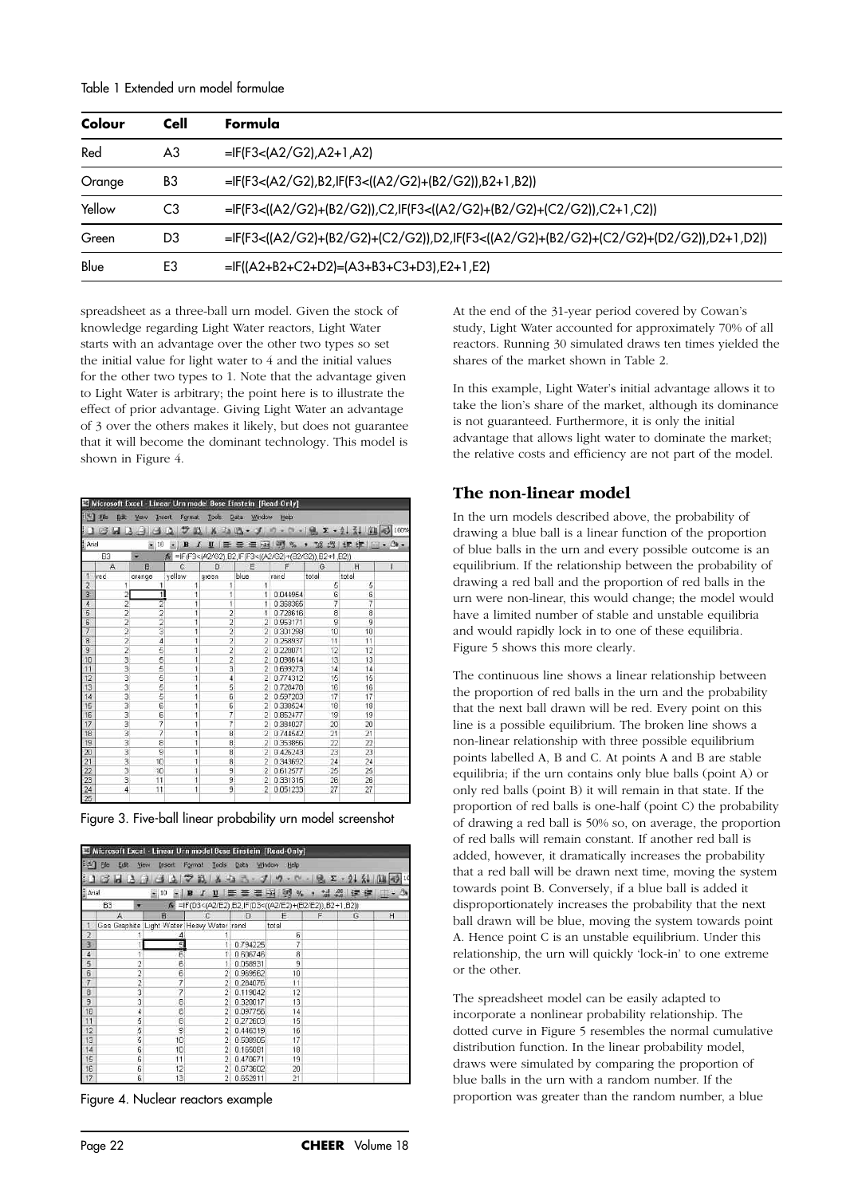Table 1 Extended urn model formulae

| Colour | Cell | Formula |
|---|---|---|
| Red | A3 | =IF(F3<(A2/G2),A2+1,A2) |
| Orange | B3 | =IF(F3<(A2/G2),B2,IF(F3<((A2/G2)+(B2/G2)),B2+1,B2)) |
| Yellow | C3 | =IF(F3<((A2/G2)+(B2/G2)),C2,IF(F3<((A2/G2)+(B2/G2)+(C2/G2)),C2+1,C2)) |
| Green | D3 | =IF(F3<((A2/G2)+(B2/G2)+(C2/G2)),D2,IF(F3<((A2/G2)+(B2/G2)+(C2/G2)+(D2/G2)),D2+1,D2)) |
| Blue | E3 | =IF((A2+B2+C2+D2)=(A3+B3+C3+D3),E2+1,E2) |

spreadsheet as a three-ball urn model. Given the stock of knowledge regarding Light Water reactors, Light Water starts with an advantage over the other two types so set the initial value for light water to 4 and the initial values for the other two types to 1. Note that the advantage given to Light Water is arbitrary; the point here is to illustrate the effect of prior advantage. Giving Light Water an advantage of 3 over the others makes it likely, but does not guarantee that it will become the dominant technology. This model is shown in Figure 4.

Figure 3. Five-ball linear probability urn model screenshot

Figure 4. Nuclear reactors example

At the end of the 31-year period covered by Cowan's study, Light Water accounted for approximately 70% of all reactors. Running 30 simulated draws ten times yielded the shares of the market shown in Table 2.

In this example, Light Water's initial advantage allows it to take the lion's share of the market, although its dominance is not guaranteed. Furthermore, it is only the initial advantage that allows light water to dominate the market; the relative costs and efficiency are not part of the model.

## The non-linear model

In the urn models described above, the probability of drawing a blue ball is a linear function of the proportion of blue balls in the urn and every possible outcome is an equilibrium. If the relationship between the probability of drawing a red ball and the proportion of red balls in the urn were non-linear, this would change; the model would have a limited number of stable and unstable equilibria and would rapidly lock in to one of these equilibria. Figure 5 shows this more clearly.

The continuous line shows a linear relationship between the proportion of red balls in the urn and the probability that the next ball drawn will be red. Every point on this line is a possible equilibrium. The broken line shows a non-linear relationship with three possible equilibrium points labelled A, B and C. At points A and B are stable equilibria; if the urn contains only blue balls (point A) or only red balls (point B) it will remain in that state. If the proportion of red balls is one-half (point C) the probability of drawing a red ball is 50% so, on average, the proportion of red balls will remain constant. If another red ball is added, however, it dramatically increases the probability that a red ball will be drawn next time, moving the system towards point B. Conversely, if a blue ball is added it disproportionately increases the probability that the next ball drawn will be blue, moving the system towards point A. Hence point C is an unstable equilibrium. Under this relationship, the urn will quickly 'lock-in' to one extreme or the other.

The spreadsheet model can be easily adapted to incorporate a nonlinear probability relationship. The dotted curve in Figure 5 resembles the normal cumulative distribution function. In the linear probability model, draws were simulated by comparing the proportion of blue balls in the urn with a random number. If the proportion was greater than the random number, a blue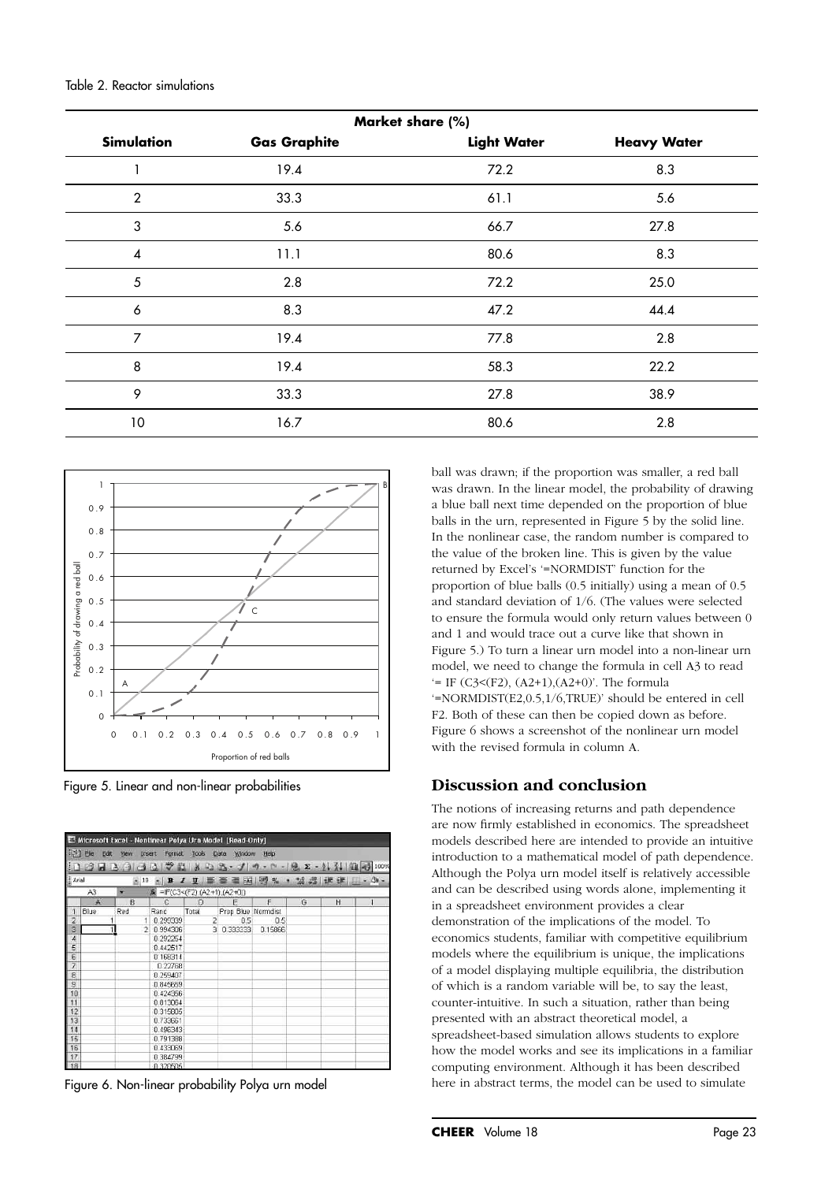Table 2. Reactor simulations

| Simulation | Market share (%) Gas Graphite | Light Water | Heavy Water |
|---|---|---|---|
| 1 | 19.4 | 72.2 | 8.3 |
| 2 | 33.3 | 61.1 | 5.6 |
| 3 | 5.6 | 66.7 | 27.8 |
| 4 | 11.1 | 80.6 | 8.3 |
| 5 | 2.8 | 72.2 | 25.0 |
| 6 | 8.3 | 47.2 | 44.4 |
| 7 | 19.4 | 77.8 | 2.8 |
| 8 | 19.4 | 58.3 | 22.2 |
| 9 | 33.3 | 27.8 | 38.9 |
| 10 | 16.7 | 80.6 | 2.8 |

Figure 5. Linear and non-linear probabilities

Figure 6. Non-linear probability Polya urn model

ball was drawn; if the proportion was smaller, a red ball was drawn. In the linear model, the probability of drawing a blue ball next time depended on the proportion of blue balls in the urn, represented in Figure 5 by the solid line. In the nonlinear case, the random number is compared to the value of the broken line. This is given by the value returned by Excel's '=NORMDIST' function for the proportion of blue balls (0.5 initially) using a mean of 0.5 and standard deviation of 1/6. (The values were selected to ensure the formula would only return values between 0 and 1 and would trace out a curve like that shown in Figure 5.) To turn a linear urn model into a non-linear urn model, we need to change the formula in cell A3 to read '= IF (C3<(F2), (A2+1),(A2+0)'. The formula '=NORMDIST(E2,0.5,1/6,TRUE)' should be entered in cell F2. Both of these can then be copied down as before. Figure 6 shows a screenshot of the nonlinear urn model with the revised formula in column A.

## Discussion and conclusion

The notions of increasing returns and path dependence are now firmly established in economics. The spreadsheet models described here are intended to provide an intuitive introduction to a mathematical model of path dependence. Although the Polya urn model itself is relatively accessible and can be described using words alone, implementing it in a spreadsheet environment provides a clear demonstration of the implications of the model. To economics students, familiar with competitive equilibrium models where the equilibrium is unique, the implications of a model displaying multiple equilibria, the distribution of which is a random variable will be, to say the least, counter-intuitive. In such a situation, rather than being presented with an abstract theoretical model, a spreadsheet-based simulation allows students to explore how the model works and see its implications in a familiar computing environment. Although it has been described here in abstract terms, the model can be used to simulate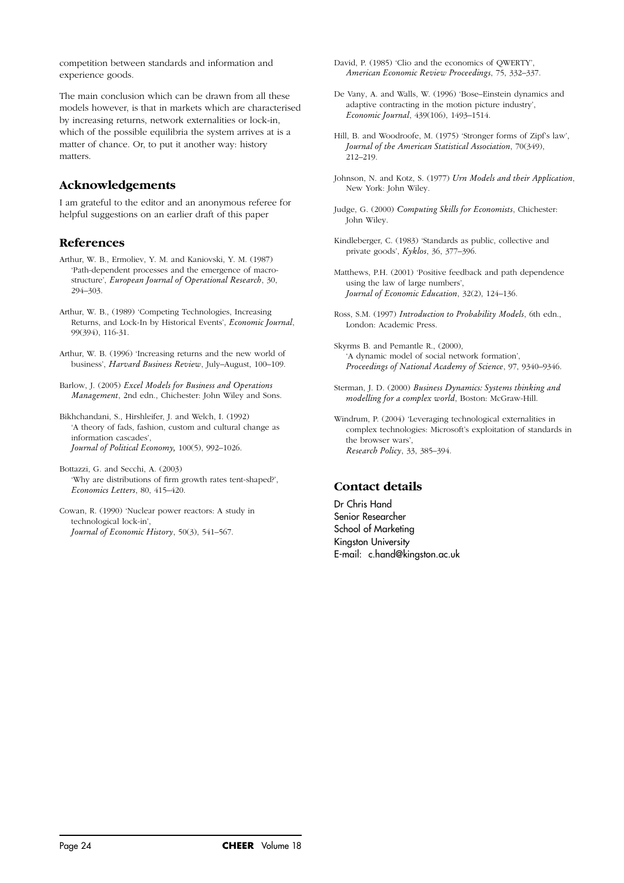competition between standards and information and experience goods.

The main conclusion which can be drawn from all these models however, is that in markets which are characterised by increasing returns, network externalities or lock-in, which of the possible equilibria the system arrives at is a matter of chance. Or, to put it another way: history matters.

## Acknowledgements

I am grateful to the editor and an anonymous referee for helpful suggestions on an earlier draft of this paper

## References

Arthur, W. B., Ermoliev, Y. M. and Kaniovski, Y. M. (1987) 'Path-dependent processes and the emergence of macro-structure', *European Journal of Operational Research*, 30, 294–303.

Arthur, W. B., (1989) 'Competing Technologies, Increasing Returns, and Lock-In by Historical Events', *Economic Journal*, 99(394), 116-31.

Arthur, W. B. (1996) 'Increasing returns and the new world of business', *Harvard Business Review*, July–August, 100–109.

Barlow, J. (2005) *Excel Models for Business and Operations Management*, 2nd edn., Chichester: John Wiley and Sons.

Bikhchandani, S., Hirshleifer, J. and Welch, I. (1992) 'A theory of fads, fashion, custom and cultural change as information cascades', *Journal of Political Economy,* 100(5), 992–1026.

Bottazzi, G. and Secchi, A. (2003) 'Why are distributions of firm growth rates tent-shaped?', *Economics Letters*, 80, 415–420.

Cowan, R. (1990) 'Nuclear power reactors: A study in technological lock-in', *Journal of Economic History*, 50(3), 541–567.

David, P. (1985) 'Clio and the economics of QWERTY', *American Economic Review Proceedings*, 75, 332–337.

De Vany, A. and Walls, W. (1996) 'Bose–Einstein dynamics and adaptive contracting in the motion picture industry', *Economic Journal*, 439(106), 1493–1514.

Hill, B. and Woodroofe, M. (1975) 'Stronger forms of Zipf's law', *Journal of the American Statistical Association*, 70(349), 212–219.

Johnson, N. and Kotz, S. (1977) *Urn Models and their Application*, New York: John Wiley.

Judge, G. (2000) *Computing Skills for Economists*, Chichester: John Wiley.

Kindleberger, C. (1983) 'Standards as public, collective and private goods', *Kyklos*, 36, 377–396.

Matthews, P.H. (2001) 'Positive feedback and path dependence using the law of large numbers', *Journal of Economic Education*, 32(2), 124–136.

Ross, S.M. (1997) *Introduction to Probability Models*, 6th edn., London: Academic Press.

Skyrms B. and Pemantle R., (2000), 'A dynamic model of social network formation', *Proceedings of National Academy of Science*, 97, 9340–9346.

Sterman, J. D. (2000) *Business Dynamics: Systems thinking and modelling for a complex world*, Boston: McGraw-Hill.

Windrum, P. (2004) 'Leveraging technological externalities in complex technologies: Microsoft's exploitation of standards in the browser wars', *Research Policy*, 33, 385–394.

## Contact details

Dr Chris Hand
Senior Researcher
School of Marketing
Kingston University
E-mail: c.hand@kingston.ac.uk